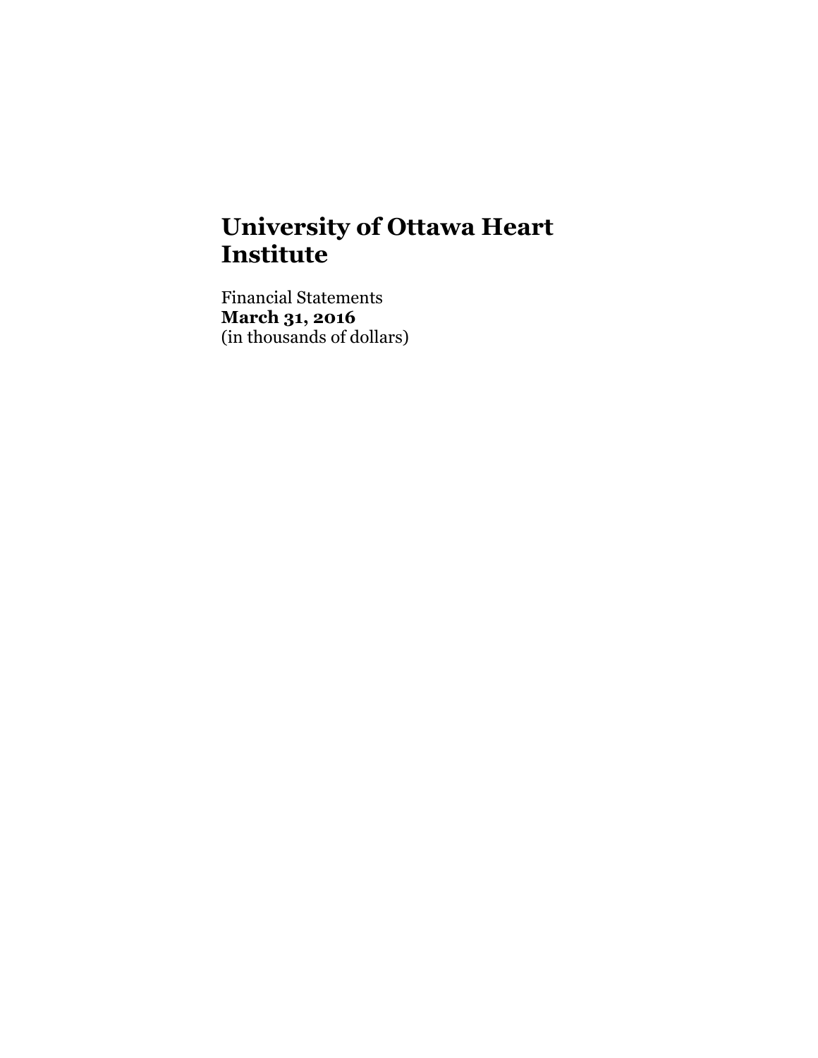# University of Ottawa Heart Institute

Financial Statements
**March 31, 2016**
(in thousands of dollars)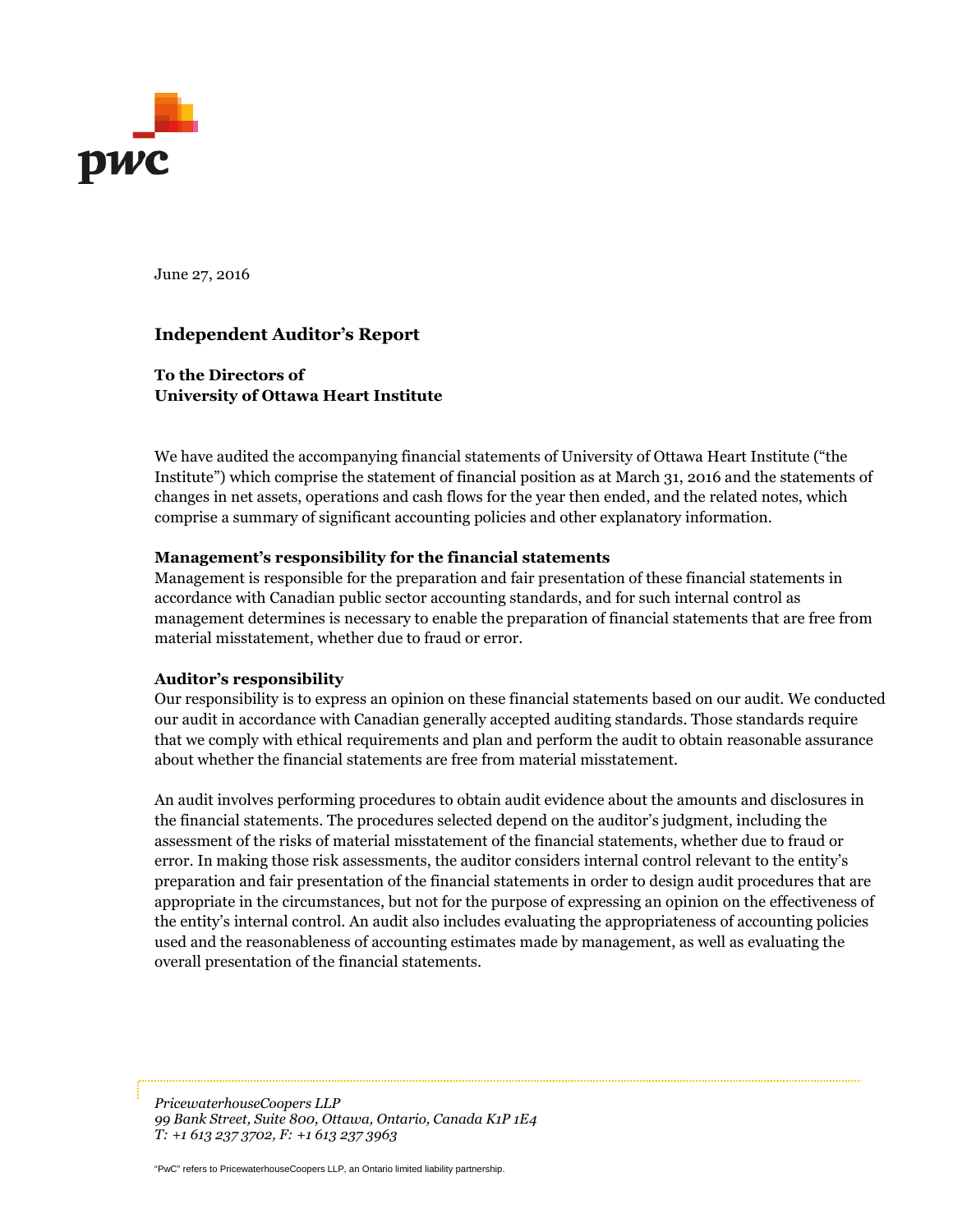June 27, 2016

## Independent Auditor's Report

**To the Directors of**
**University of Ottawa Heart Institute**

We have audited the accompanying financial statements of University of Ottawa Heart Institute ("the Institute") which comprise the statement of financial position as at March 31, 2016 and the statements of changes in net assets, operations and cash flows for the year then ended, and the related notes, which comprise a summary of significant accounting policies and other explanatory information.

**Management's responsibility for the financial statements**
Management is responsible for the preparation and fair presentation of these financial statements in accordance with Canadian public sector accounting standards, and for such internal control as management determines is necessary to enable the preparation of financial statements that are free from material misstatement, whether due to fraud or error.

**Auditor's responsibility**
Our responsibility is to express an opinion on these financial statements based on our audit. We conducted our audit in accordance with Canadian generally accepted auditing standards. Those standards require that we comply with ethical requirements and plan and perform the audit to obtain reasonable assurance about whether the financial statements are free from material misstatement.

An audit involves performing procedures to obtain audit evidence about the amounts and disclosures in the financial statements. The procedures selected depend on the auditor's judgment, including the assessment of the risks of material misstatement of the financial statements, whether due to fraud or error. In making those risk assessments, the auditor considers internal control relevant to the entity's preparation and fair presentation of the financial statements in order to design audit procedures that are appropriate in the circumstances, but not for the purpose of expressing an opinion on the effectiveness of the entity's internal control. An audit also includes evaluating the appropriateness of accounting policies used and the reasonableness of accounting estimates made by management, as well as evaluating the overall presentation of the financial statements.

*PricewaterhouseCoopers LLP*
*99 Bank Street, Suite 800, Ottawa, Ontario, Canada K1P 1E4*
*T: +1 613 237 3702, F: +1 613 237 3963*

"PwC" refers to PricewaterhouseCoopers LLP, an Ontario limited liability partnership.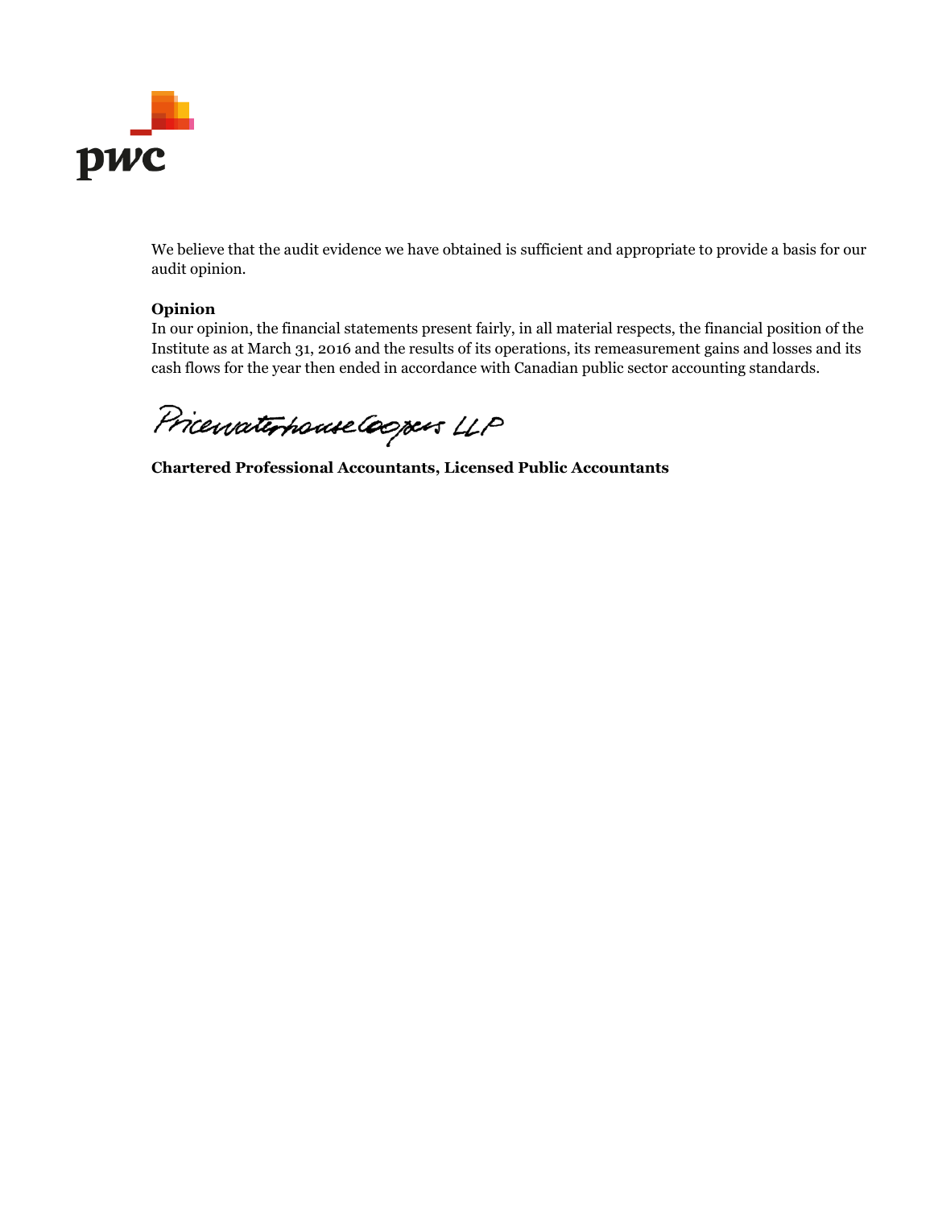We believe that the audit evidence we have obtained is sufficient and appropriate to provide a basis for our audit opinion.

**Opinion**

In our opinion, the financial statements present fairly, in all material respects, the financial position of the Institute as at March 31, 2016 and the results of its operations, its remeasurement gains and losses and its cash flows for the year then ended in accordance with Canadian public sector accounting standards.

PricewaterhouseCoopers LLP

**Chartered Professional Accountants, Licensed Public Accountants**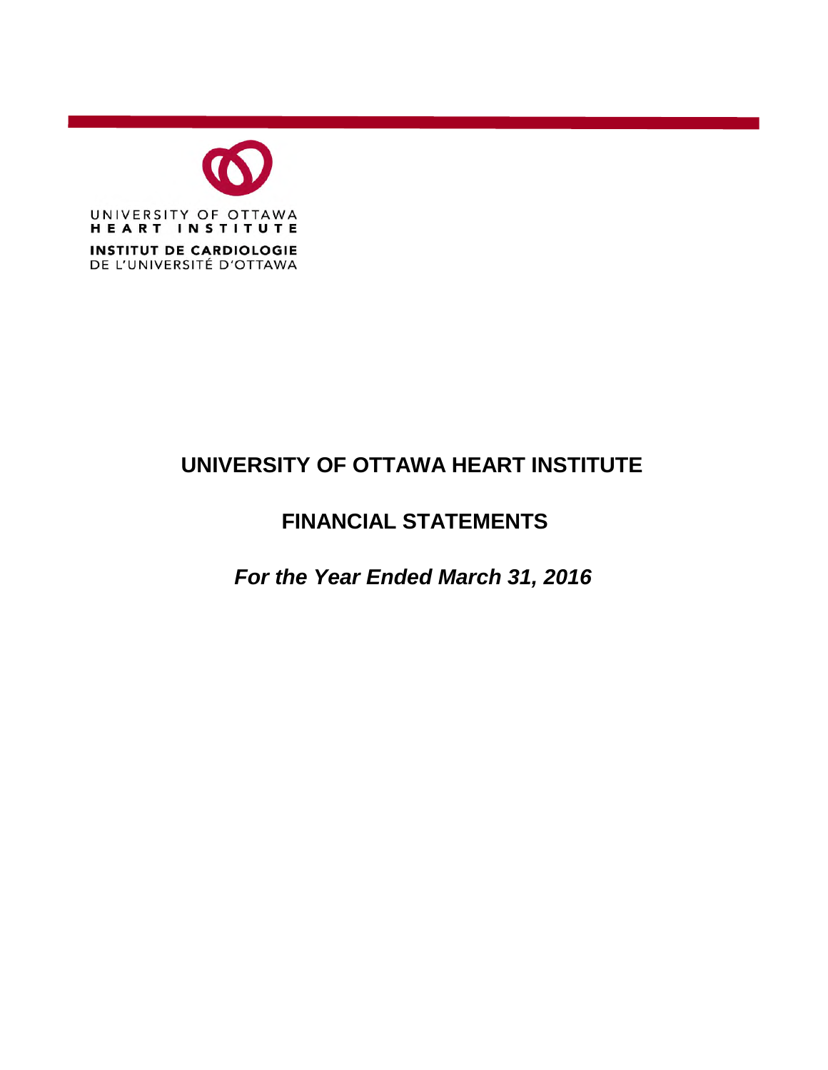UNIVERSITY OF OTTAWA
HEART INSTITUTE

INSTITUT DE CARDIOLOGIE
DE L'UNIVERSITÉ D'OTTAWA

# UNIVERSITY OF OTTAWA HEART INSTITUTE

## FINANCIAL STATEMENTS

***For the Year Ended March 31, 2016***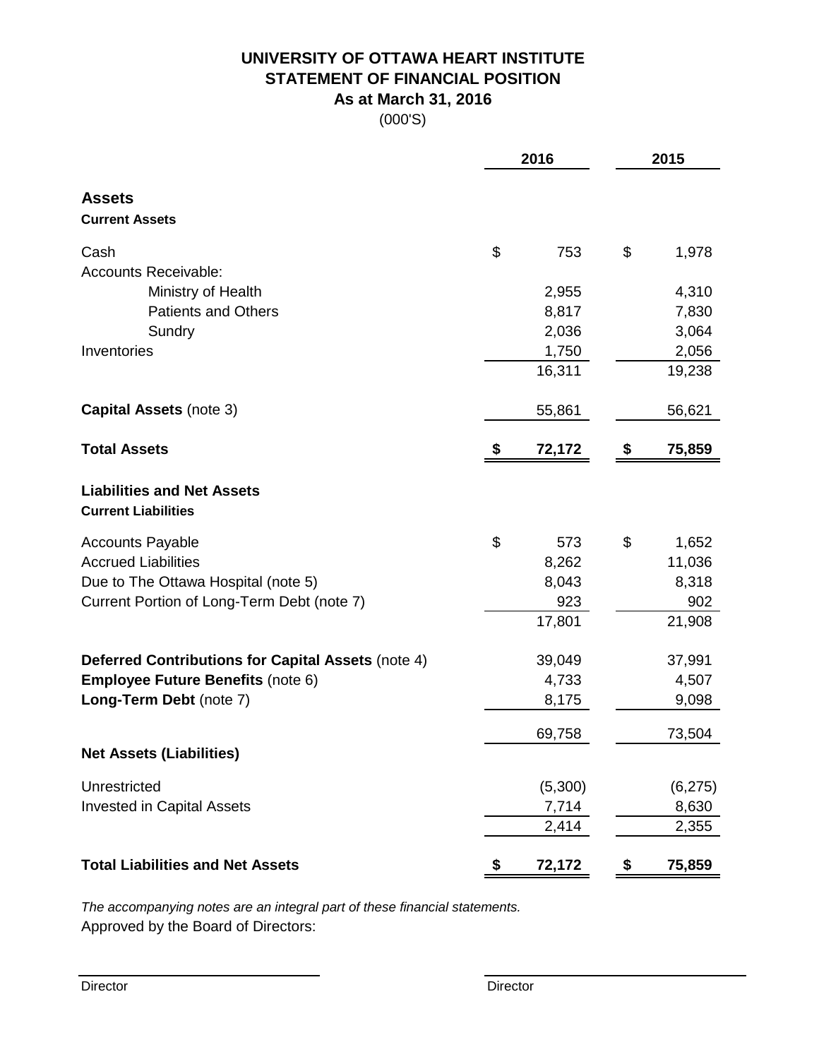# UNIVERSITY OF OTTAWA HEART INSTITUTE
## STATEMENT OF FINANCIAL POSITION
### As at March 31, 2016
(000'S)

| | 2016 | 2015 |
|---|---|---|
| **Assets** | | |
| **Current Assets** | | |
| Cash | $ 753 | $ 1,978 |
| Accounts Receivable: | | |
| Ministry of Health | 2,955 | 4,310 |
| Patients and Others | 8,817 | 7,830 |
| Sundry | 2,036 | 3,064 |
| Inventories | 1,750 | 2,056 |
| | 16,311 | 19,238 |
| **Capital Assets** (note 3) | 55,861 | 56,621 |
| **Total Assets** | **$ 72,172** | **$ 75,859** |
| **Liabilities and Net Assets** | | |
| **Current Liabilities** | | |
| Accounts Payable | $ 573 | $ 1,652 |
| Accrued Liabilities | 8,262 | 11,036 |
| Due to The Ottawa Hospital (note 5) | 8,043 | 8,318 |
| Current Portion of Long-Term Debt (note 7) | 923 | 902 |
| | 17,801 | 21,908 |
| **Deferred Contributions for Capital Assets** (note 4) | 39,049 | 37,991 |
| **Employee Future Benefits** (note 6) | 4,733 | 4,507 |
| **Long-Term Debt** (note 7) | 8,175 | 9,098 |
| | 69,758 | 73,504 |
| **Net Assets (Liabilities)** | | |
| Unrestricted | (5,300) | (6,275) |
| Invested in Capital Assets | 7,714 | 8,630 |
| | 2,414 | 2,355 |
| **Total Liabilities and Net Assets** | **$ 72,172** | **$ 75,859** |

*The accompanying notes are an integral part of these financial statements.*

Approved by the Board of Directors:

Director

Director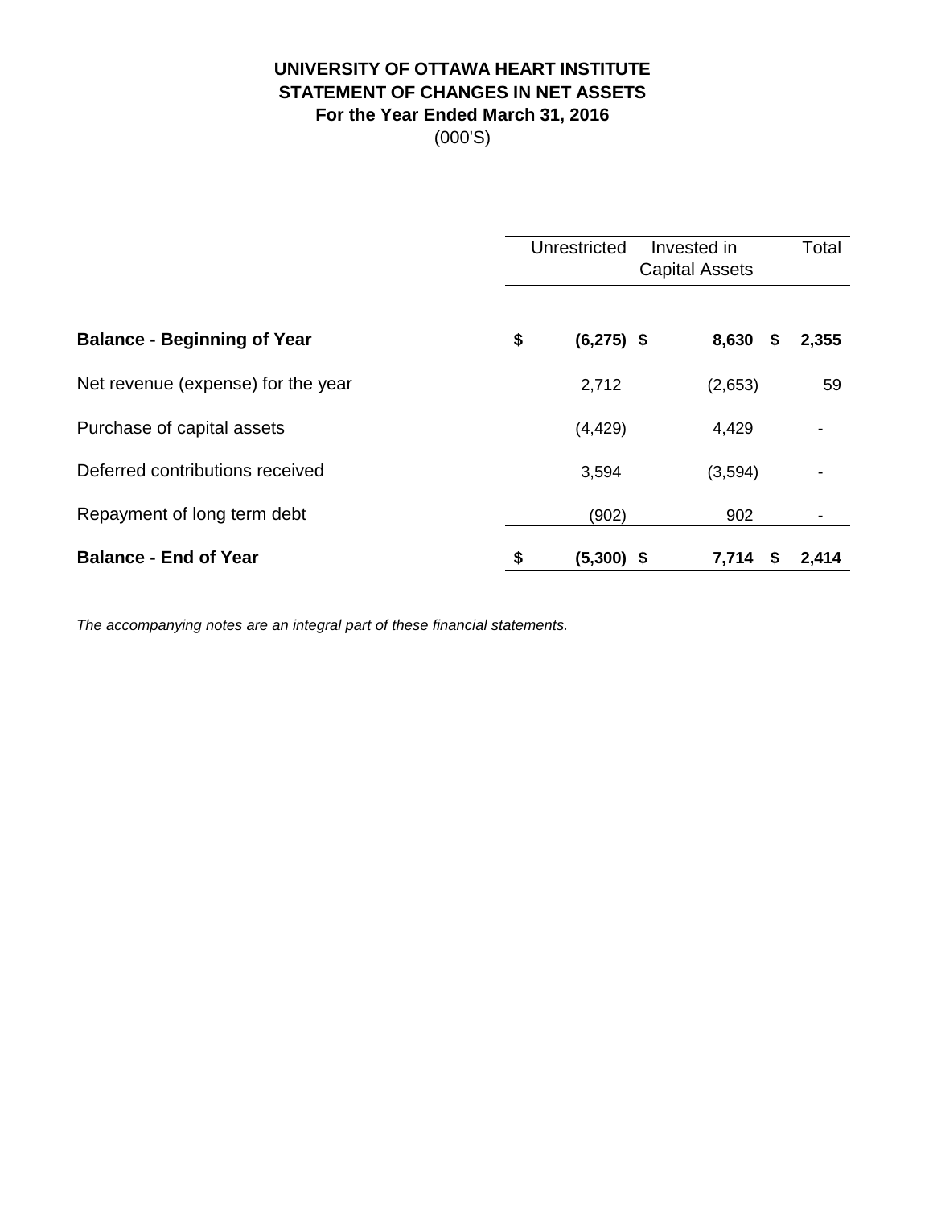**UNIVERSITY OF OTTAWA HEART INSTITUTE**
**STATEMENT OF CHANGES IN NET ASSETS**
**For the Year Ended March 31, 2016**
(000'S)

| | Unrestricted | Invested in Capital Assets | Total |
|---|---|---|---|
| **Balance - Beginning of Year** | **$ (6,275)** | **$ 8,630** | **$ 2,355** |
| Net revenue (expense) for the year | 2,712 | (2,653) | 59 |
| Purchase of capital assets | (4,429) | 4,429 | - |
| Deferred contributions received | 3,594 | (3,594) | - |
| Repayment of long term debt | (902) | 902 | - |
| **Balance - End of Year** | **$ (5,300)** | **$ 7,714** | **$ 2,414** |

*The accompanying notes are an integral part of these financial statements.*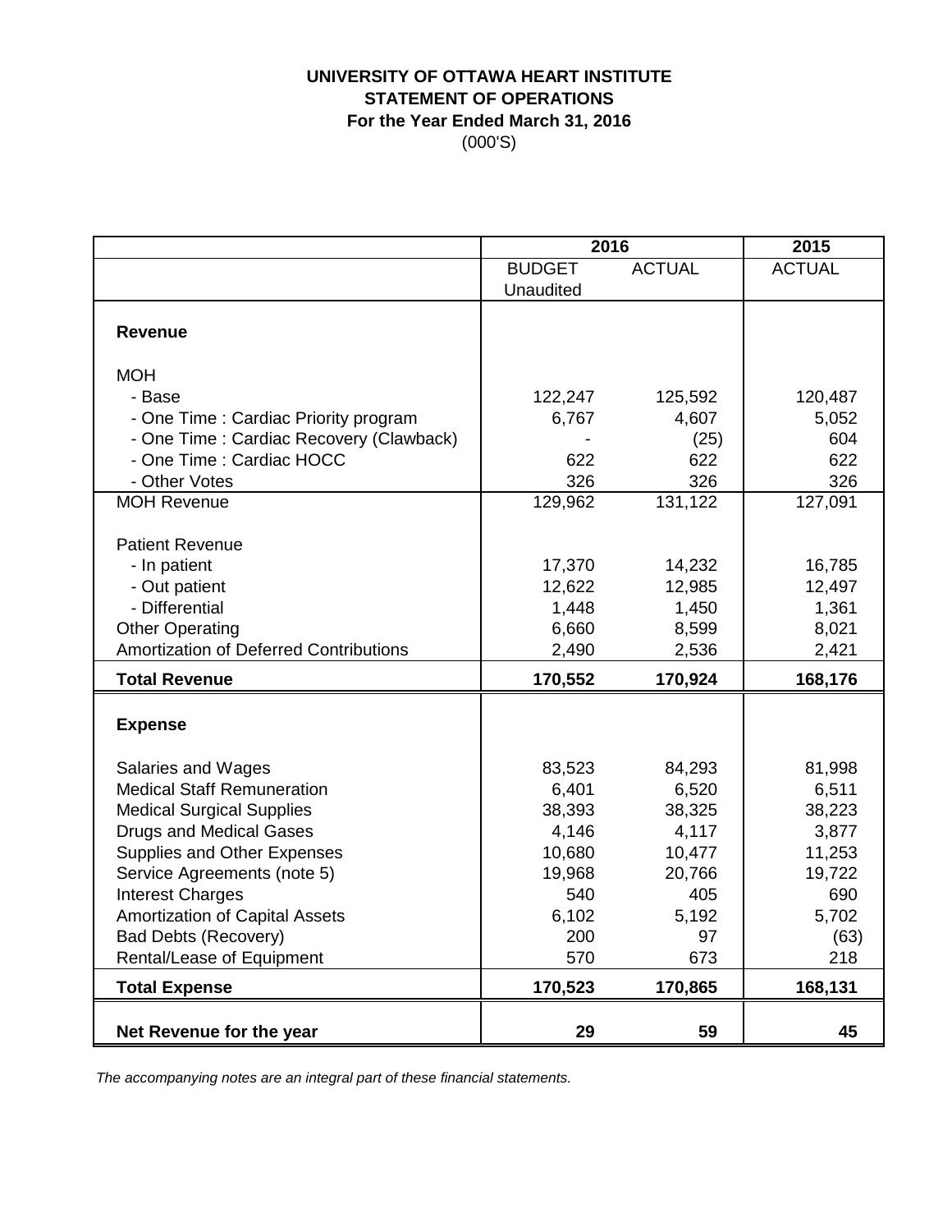# UNIVERSITY OF OTTAWA HEART INSTITUTE

## STATEMENT OF OPERATIONS

### For the Year Ended March 31, 2016

(000'S)

| | 2016 | | 2015 |
|---|---|---|---|
| | BUDGET Unaudited | ACTUAL | ACTUAL |
| **Revenue** | | | |
| MOH | | | |
| - Base | 122,247 | 125,592 | 120,487 |
| - One Time : Cardiac Priority program | 6,767 | 4,607 | 5,052 |
| - One Time : Cardiac Recovery (Clawback) | - | (25) | 604 |
| - One Time : Cardiac HOCC | 622 | 622 | 622 |
| - Other Votes | 326 | 326 | 326 |
| MOH Revenue | 129,962 | 131,122 | 127,091 |
| Patient Revenue | | | |
| - In patient | 17,370 | 14,232 | 16,785 |
| - Out patient | 12,622 | 12,985 | 12,497 |
| - Differential | 1,448 | 1,450 | 1,361 |
| Other Operating | 6,660 | 8,599 | 8,021 |
| Amortization of Deferred Contributions | 2,490 | 2,536 | 2,421 |
| **Total Revenue** | **170,552** | **170,924** | **168,176** |
| **Expense** | | | |
| Salaries and Wages | 83,523 | 84,293 | 81,998 |
| Medical Staff Remuneration | 6,401 | 6,520 | 6,511 |
| Medical Surgical Supplies | 38,393 | 38,325 | 38,223 |
| Drugs and Medical Gases | 4,146 | 4,117 | 3,877 |
| Supplies and Other Expenses | 10,680 | 10,477 | 11,253 |
| Service Agreements (note 5) | 19,968 | 20,766 | 19,722 |
| Interest Charges | 540 | 405 | 690 |
| Amortization of Capital Assets | 6,102 | 5,192 | 5,702 |
| Bad Debts (Recovery) | 200 | 97 | (63) |
| Rental/Lease of Equipment | 570 | 673 | 218 |
| **Total Expense** | **170,523** | **170,865** | **168,131** |
| **Net Revenue for the year** | **29** | **59** | **45** |

*The accompanying notes are an integral part of these financial statements.*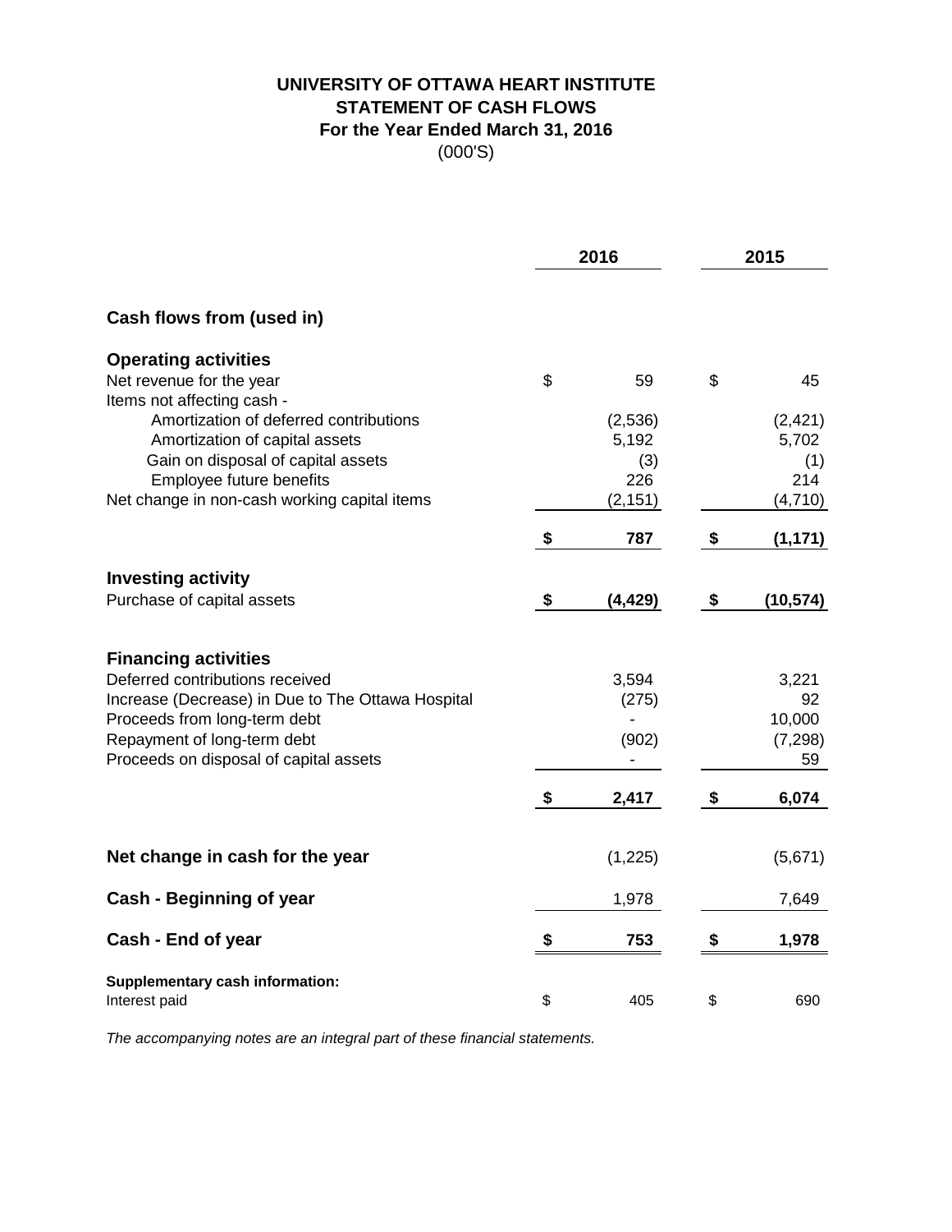# UNIVERSITY OF OTTAWA HEART INSTITUTE
## STATEMENT OF CASH FLOWS
### For the Year Ended March 31, 2016
(000'S)

| | 2016 | 2015 |
|---|---|---|
| **Cash flows from (used in)** | | |
| **Operating activities** | | |
| Net revenue for the year | $ 59 | $ 45 |
| Items not affecting cash - | | |
| Amortization of deferred contributions | (2,536) | (2,421) |
| Amortization of capital assets | 5,192 | 5,702 |
| Gain on disposal of capital assets | (3) | (1) |
| Employee future benefits | 226 | 214 |
| Net change in non-cash working capital items | (2,151) | (4,710) |
| | **$ 787** | **$ (1,171)** |
| **Investing activity** | | |
| Purchase of capital assets | **$ (4,429)** | **$ (10,574)** |
| **Financing activities** | | |
| Deferred contributions received | 3,594 | 3,221 |
| Increase (Decrease) in Due to The Ottawa Hospital | (275) | 92 |
| Proceeds from long-term debt | - | 10,000 |
| Repayment of long-term debt | (902) | (7,298) |
| Proceeds on disposal of capital assets | - | 59 |
| | **$ 2,417** | **$ 6,074** |
| **Net change in cash for the year** | (1,225) | (5,671) |
| **Cash - Beginning of year** | 1,978 | 7,649 |
| **Cash - End of year** | **$ 753** | **$ 1,978** |
| **Supplementary cash information:** | | |
| Interest paid | $ 405 | $ 690 |

*The accompanying notes are an integral part of these financial statements.*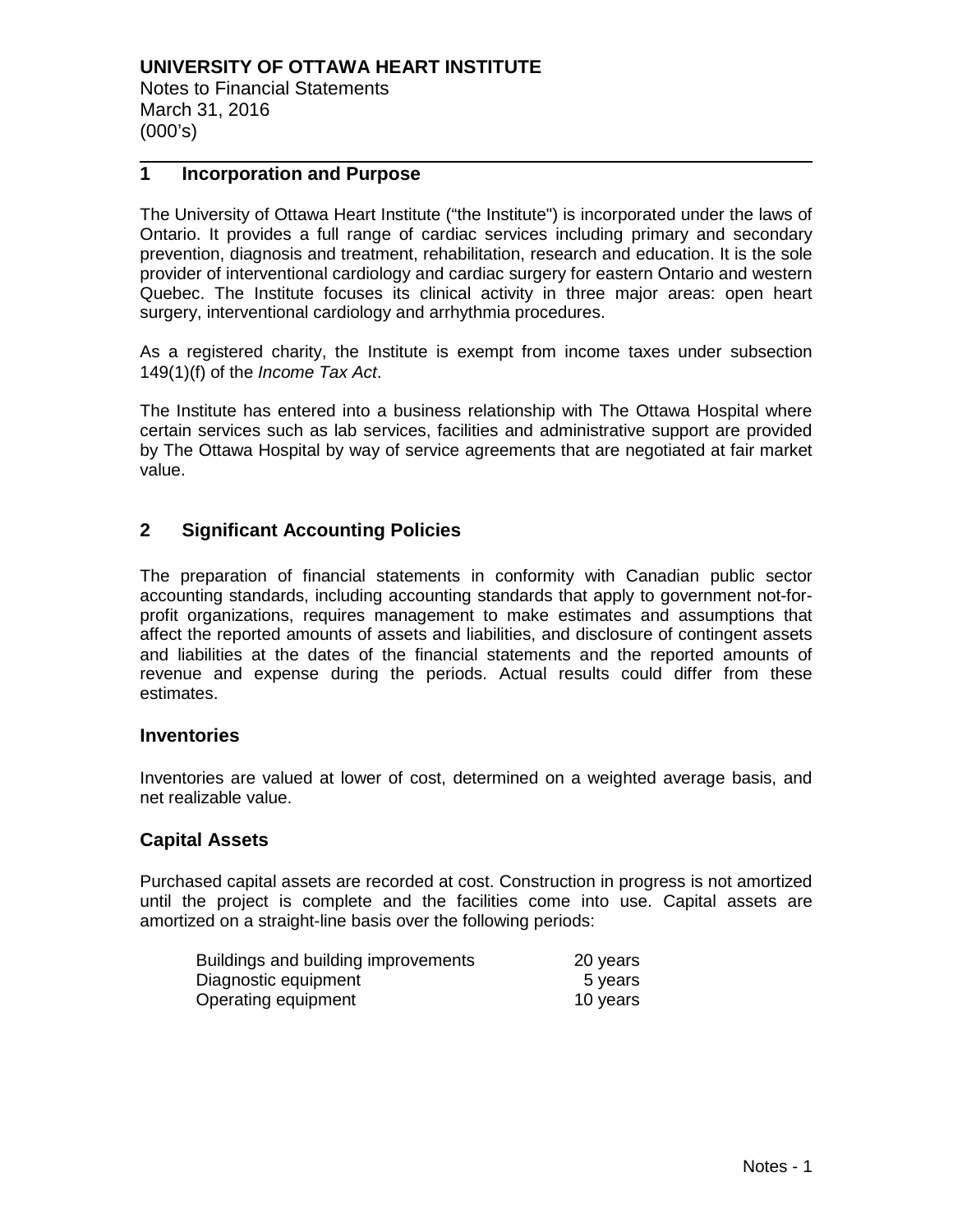# UNIVERSITY OF OTTAWA HEART INSTITUTE

Notes to Financial Statements
March 31, 2016
(000's)

## 1 Incorporation and Purpose

The University of Ottawa Heart Institute ("the Institute") is incorporated under the laws of Ontario. It provides a full range of cardiac services including primary and secondary prevention, diagnosis and treatment, rehabilitation, research and education. It is the sole provider of interventional cardiology and cardiac surgery for eastern Ontario and western Quebec. The Institute focuses its clinical activity in three major areas: open heart surgery, interventional cardiology and arrhythmia procedures.

As a registered charity, the Institute is exempt from income taxes under subsection 149(1)(f) of the *Income Tax Act*.

The Institute has entered into a business relationship with The Ottawa Hospital where certain services such as lab services, facilities and administrative support are provided by The Ottawa Hospital by way of service agreements that are negotiated at fair market value.

## 2 Significant Accounting Policies

The preparation of financial statements in conformity with Canadian public sector accounting standards, including accounting standards that apply to government not-for-profit organizations, requires management to make estimates and assumptions that affect the reported amounts of assets and liabilities, and disclosure of contingent assets and liabilities at the dates of the financial statements and the reported amounts of revenue and expense during the periods. Actual results could differ from these estimates.

### Inventories

Inventories are valued at lower of cost, determined on a weighted average basis, and net realizable value.

### Capital Assets

Purchased capital assets are recorded at cost. Construction in progress is not amortized until the project is complete and the facilities come into use. Capital assets are amortized on a straight-line basis over the following periods:

| | |
|---|---|
| Buildings and building improvements | 20 years |
| Diagnostic equipment | 5 years |
| Operating equipment | 10 years |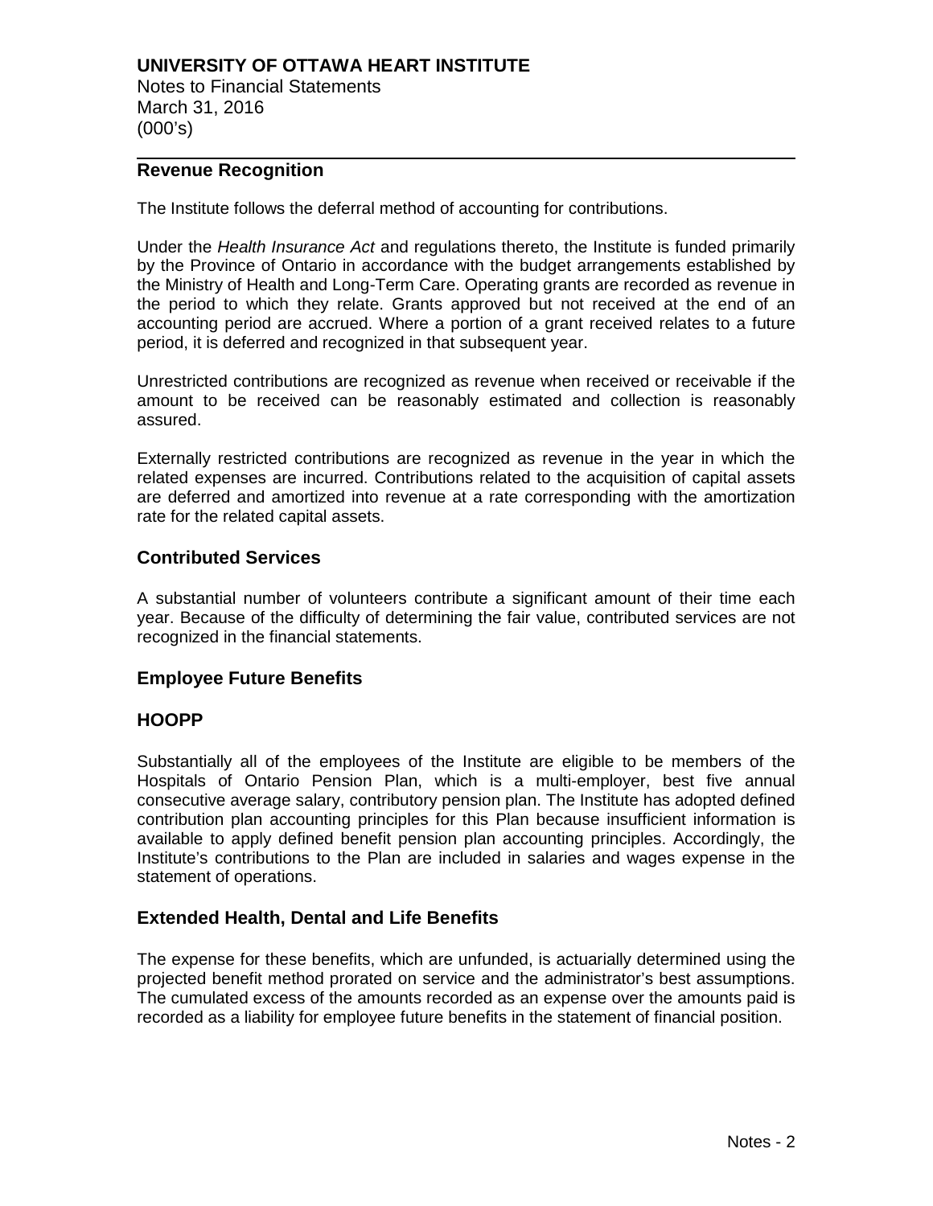## Revenue Recognition

The Institute follows the deferral method of accounting for contributions.

Under the *Health Insurance Act* and regulations thereto, the Institute is funded primarily by the Province of Ontario in accordance with the budget arrangements established by the Ministry of Health and Long-Term Care. Operating grants are recorded as revenue in the period to which they relate. Grants approved but not received at the end of an accounting period are accrued. Where a portion of a grant received relates to a future period, it is deferred and recognized in that subsequent year.

Unrestricted contributions are recognized as revenue when received or receivable if the amount to be received can be reasonably estimated and collection is reasonably assured.

Externally restricted contributions are recognized as revenue in the year in which the related expenses are incurred. Contributions related to the acquisition of capital assets are deferred and amortized into revenue at a rate corresponding with the amortization rate for the related capital assets.

## Contributed Services

A substantial number of volunteers contribute a significant amount of their time each year. Because of the difficulty of determining the fair value, contributed services are not recognized in the financial statements.

## Employee Future Benefits

## HOOPP

Substantially all of the employees of the Institute are eligible to be members of the Hospitals of Ontario Pension Plan, which is a multi-employer, best five annual consecutive average salary, contributory pension plan. The Institute has adopted defined contribution plan accounting principles for this Plan because insufficient information is available to apply defined benefit pension plan accounting principles. Accordingly, the Institute's contributions to the Plan are included in salaries and wages expense in the statement of operations.

## Extended Health, Dental and Life Benefits

The expense for these benefits, which are unfunded, is actuarially determined using the projected benefit method prorated on service and the administrator's best assumptions. The cumulated excess of the amounts recorded as an expense over the amounts paid is recorded as a liability for employee future benefits in the statement of financial position.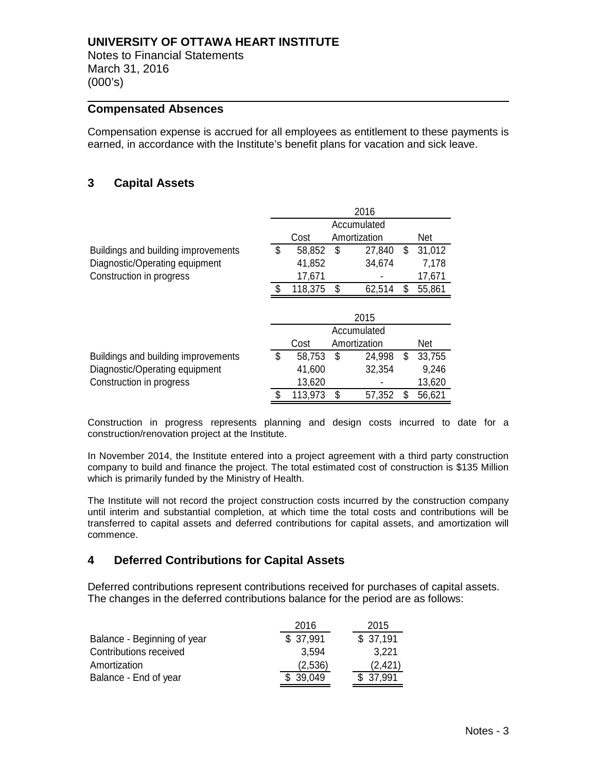## Compensated Absences

Compensation expense is accrued for all employees as entitlement to these payments is earned, in accordance with the Institute's benefit plans for vacation and sick leave.

## 3 Capital Assets

| | 2016 | | |
|---|---|---|---|
| | Cost | Accumulated Amortization | Net |
| Buildings and building improvements | $ 58,852 | $ 27,840 | $ 31,012 |
| Diagnostic/Operating equipment | 41,852 | 34,674 | 7,178 |
| Construction in progress | 17,671 | - | 17,671 |
| | $ 118,375 | $ 62,514 | $ 55,861 |

| | 2015 | | |
|---|---|---|---|
| | Cost | Accumulated Amortization | Net |
| Buildings and building improvements | $ 58,753 | $ 24,998 | $ 33,755 |
| Diagnostic/Operating equipment | 41,600 | 32,354 | 9,246 |
| Construction in progress | 13,620 | - | 13,620 |
| | $ 113,973 | $ 57,352 | $ 56,621 |

Construction in progress represents planning and design costs incurred to date for a construction/renovation project at the Institute.

In November 2014, the Institute entered into a project agreement with a third party construction company to build and finance the project. The total estimated cost of construction is $135 Million which is primarily funded by the Ministry of Health.

The Institute will not record the project construction costs incurred by the construction company until interim and substantial completion, at which time the total costs and contributions will be transferred to capital assets and deferred contributions for capital assets, and amortization will commence.

## 4 Deferred Contributions for Capital Assets

Deferred contributions represent contributions received for purchases of capital assets. The changes in the deferred contributions balance for the period are as follows:

| | 2016 | 2015 |
|---|---|---|
| Balance - Beginning of year | $ 37,991 | $ 37,191 |
| Contributions received | 3,594 | 3,221 |
| Amortization | (2,536) | (2,421) |
| Balance - End of year | $ 39,049 | $ 37,991 |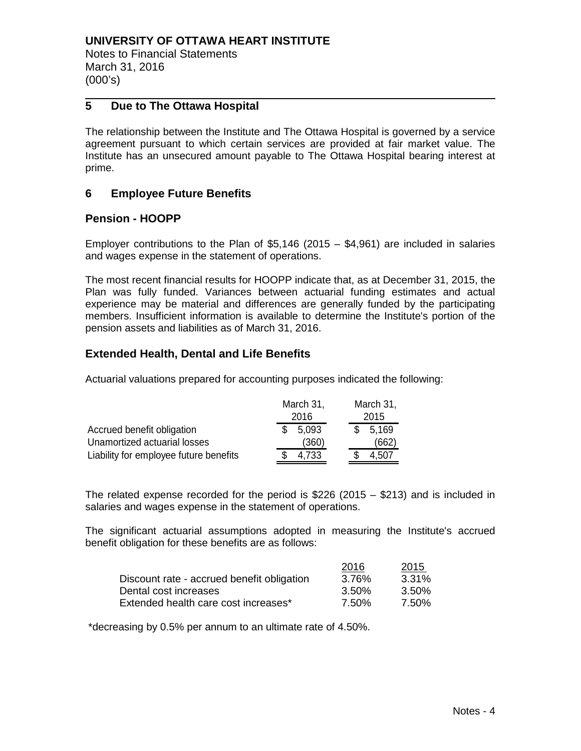# UNIVERSITY OF OTTAWA HEART INSTITUTE

Notes to Financial Statements
March 31, 2016
(000's)

## 5 Due to The Ottawa Hospital

The relationship between the Institute and The Ottawa Hospital is governed by a service agreement pursuant to which certain services are provided at fair market value. The Institute has an unsecured amount payable to The Ottawa Hospital bearing interest at prime.

## 6 Employee Future Benefits

### Pension - HOOPP

Employer contributions to the Plan of $5,146 (2015 – $4,961) are included in salaries and wages expense in the statement of operations.

The most recent financial results for HOOPP indicate that, as at December 31, 2015, the Plan was fully funded. Variances between actuarial funding estimates and actual experience may be material and differences are generally funded by the participating members. Insufficient information is available to determine the Institute's portion of the pension assets and liabilities as of March 31, 2016.

### Extended Health, Dental and Life Benefits

Actuarial valuations prepared for accounting purposes indicated the following:

| | March 31, 2016 | March 31, 2015 |
|---|---|---|
| Accrued benefit obligation | $ 5,093 | $ 5,169 |
| Unamortized actuarial losses | (360) | (662) |
| Liability for employee future benefits | $ 4,733 | $ 4,507 |

The related expense recorded for the period is $226 (2015 – $213) and is included in salaries and wages expense in the statement of operations.

The significant actuarial assumptions adopted in measuring the Institute's accrued benefit obligation for these benefits are as follows:

| | 2016 | 2015 |
|---|---|---|
| Discount rate - accrued benefit obligation | 3.76% | 3.31% |
| Dental cost increases | 3.50% | 3.50% |
| Extended health care cost increases* | 7.50% | 7.50% |

*decreasing by 0.5% per annum to an ultimate rate of 4.50%.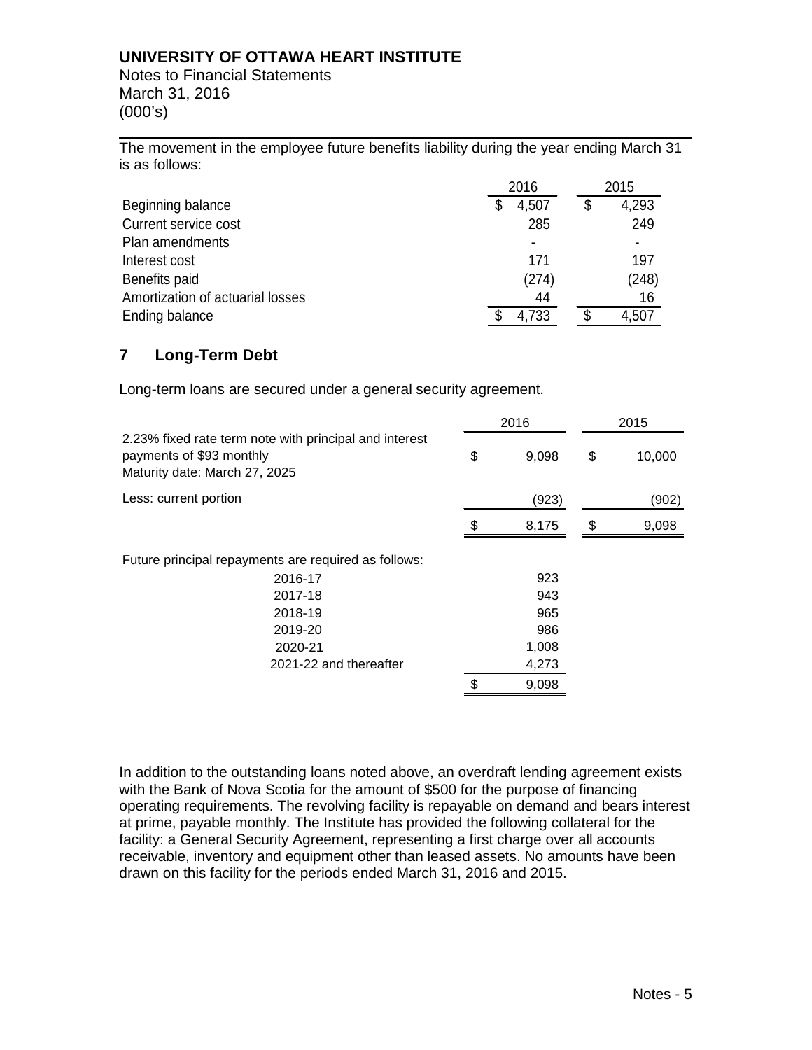**UNIVERSITY OF OTTAWA HEART INSTITUTE**
Notes to Financial Statements
March 31, 2016
(000's)

The movement in the employee future benefits liability during the year ending March 31 is as follows:

| | 2016 | 2015 |
|---|---|---|
| Beginning balance | $ 4,507 | $ 4,293 |
| Current service cost | 285 | 249 |
| Plan amendments | - | - |
| Interest cost | 171 | 197 |
| Benefits paid | (274) | (248) |
| Amortization of actuarial losses | 44 | 16 |
| Ending balance | $ 4,733 | $ 4,507 |

## 7 Long-Term Debt

Long-term loans are secured under a general security agreement.

| | 2016 | 2015 |
|---|---|---|
| 2.23% fixed rate term note with principal and interest payments of $93 monthly<br>Maturity date: March 27, 2025 | $ 9,098 | $ 10,000 |
| Less: current portion | (923) | (902) |
| | $ 8,175 | $ 9,098 |

Future principal repayments are required as follows:

| | |
|---|---|
| 2016-17 | 923 |
| 2017-18 | 943 |
| 2018-19 | 965 |
| 2019-20 | 986 |
| 2020-21 | 1,008 |
| 2021-22 and thereafter | 4,273 |
| | $ 9,098 |

In addition to the outstanding loans noted above, an overdraft lending agreement exists with the Bank of Nova Scotia for the amount of $500 for the purpose of financing operating requirements. The revolving facility is repayable on demand and bears interest at prime, payable monthly. The Institute has provided the following collateral for the facility: a General Security Agreement, representing a first charge over all accounts receivable, inventory and equipment other than leased assets. No amounts have been drawn on this facility for the periods ended March 31, 2016 and 2015.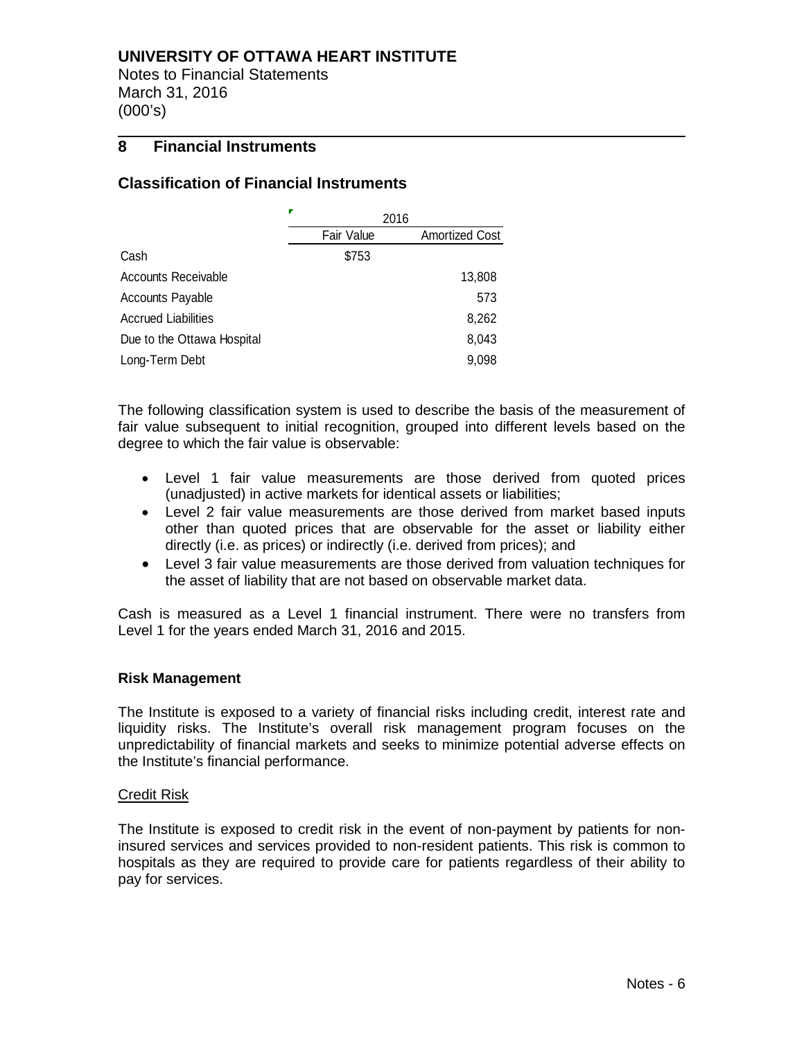**UNIVERSITY OF OTTAWA HEART INSTITUTE**
Notes to Financial Statements
March 31, 2016
(000's)

## 8 Financial Instruments

### Classification of Financial Instruments

| | 2016 | |
|---|---|---|
| | Fair Value | Amortized Cost |
| Cash | $753 | |
| Accounts Receivable | | 13,808 |
| Accounts Payable | | 573 |
| Accrued Liabilities | | 8,262 |
| Due to the Ottawa Hospital | | 8,043 |
| Long-Term Debt | | 9,098 |

The following classification system is used to describe the basis of the measurement of fair value subsequent to initial recognition, grouped into different levels based on the degree to which the fair value is observable:

- Level 1 fair value measurements are those derived from quoted prices (unadjusted) in active markets for identical assets or liabilities;
- Level 2 fair value measurements are those derived from market based inputs other than quoted prices that are observable for the asset or liability either directly (i.e. as prices) or indirectly (i.e. derived from prices); and
- Level 3 fair value measurements are those derived from valuation techniques for the asset of liability that are not based on observable market data.

Cash is measured as a Level 1 financial instrument. There were no transfers from Level 1 for the years ended March 31, 2016 and 2015.

**Risk Management**

The Institute is exposed to a variety of financial risks including credit, interest rate and liquidity risks. The Institute's overall risk management program focuses on the unpredictability of financial markets and seeks to minimize potential adverse effects on the Institute's financial performance.

Credit Risk

The Institute is exposed to credit risk in the event of non-payment by patients for non-insured services and services provided to non-resident patients. This risk is common to hospitals as they are required to provide care for patients regardless of their ability to pay for services.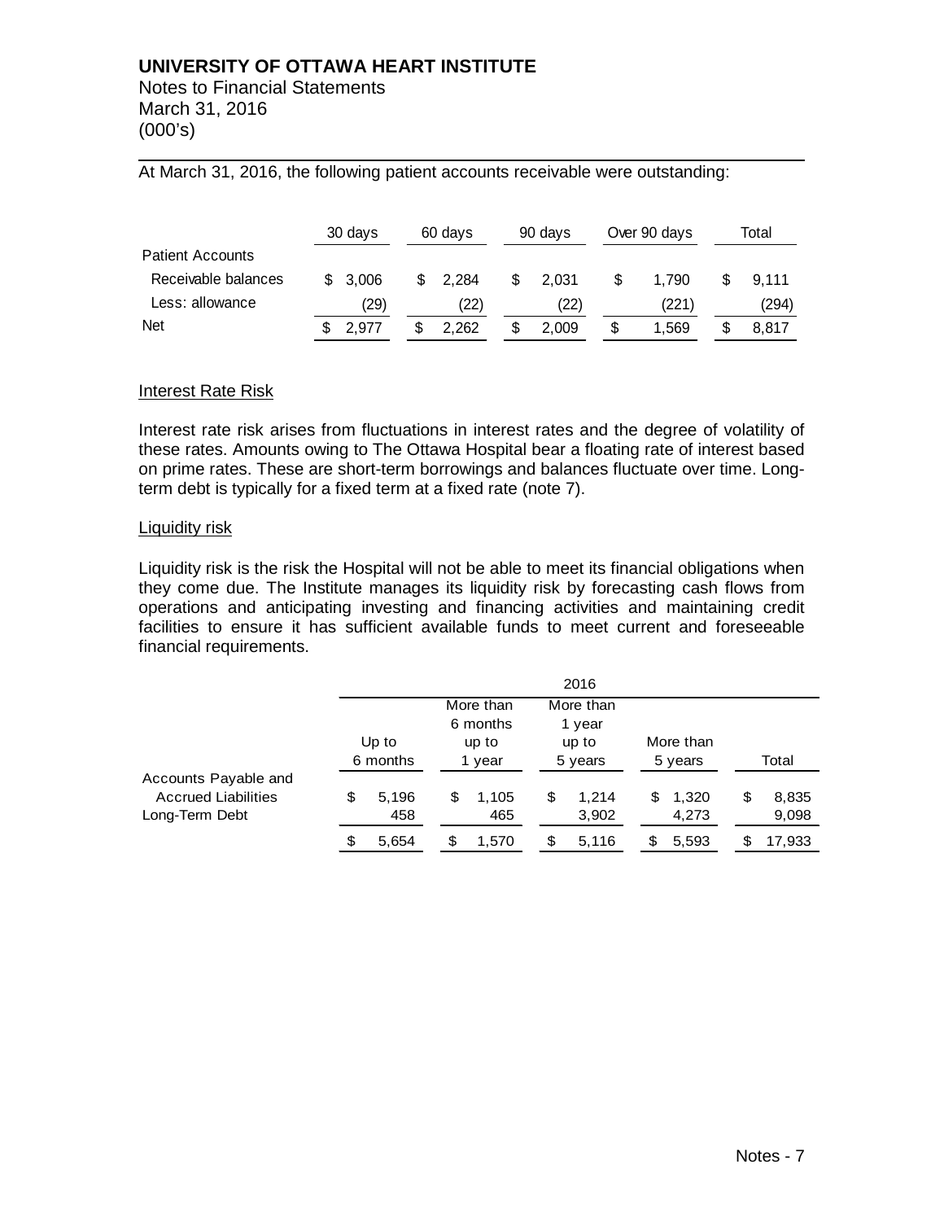# UNIVERSITY OF OTTAWA HEART INSTITUTE

Notes to Financial Statements
March 31, 2016
(000's)

At March 31, 2016, the following patient accounts receivable were outstanding:

| | 30 days | 60 days | 90 days | Over 90 days | Total |
|---|---|---|---|---|---|
| Patient Accounts | | | | | |
| Receivable balances | $ 3,006 | $ 2,284 | $ 2,031 | $ 1,790 | $ 9,111 |
| Less: allowance | (29) | (22) | (22) | (221) | (294) |
| Net | $ 2,977 | $ 2,262 | $ 2,009 | $ 1,569 | $ 8,817 |

## Interest Rate Risk

Interest rate risk arises from fluctuations in interest rates and the degree of volatility of these rates. Amounts owing to The Ottawa Hospital bear a floating rate of interest based on prime rates. These are short-term borrowings and balances fluctuate over time. Long-term debt is typically for a fixed term at a fixed rate (note 7).

## Liquidity risk

Liquidity risk is the risk the Hospital will not be able to meet its financial obligations when they come due. The Institute manages its liquidity risk by forecasting cash flows from operations and anticipating investing and financing activities and maintaining credit facilities to ensure it has sufficient available funds to meet current and foreseeable financial requirements.

| | 2016 | | | | |
|---|---|---|---|---|---|
| | Up to 6 months | More than 6 months up to 1 year | More than 1 year up to 5 years | More than 5 years | Total |
| Accounts Payable and Accrued Liabilities | $ 5,196 | $ 1,105 | $ 1,214 | $ 1,320 | $ 8,835 |
| Long-Term Debt | 458 | 465 | 3,902 | 4,273 | 9,098 |
| | $ 5,654 | $ 1,570 | $ 5,116 | $ 5,593 | $ 17,933 |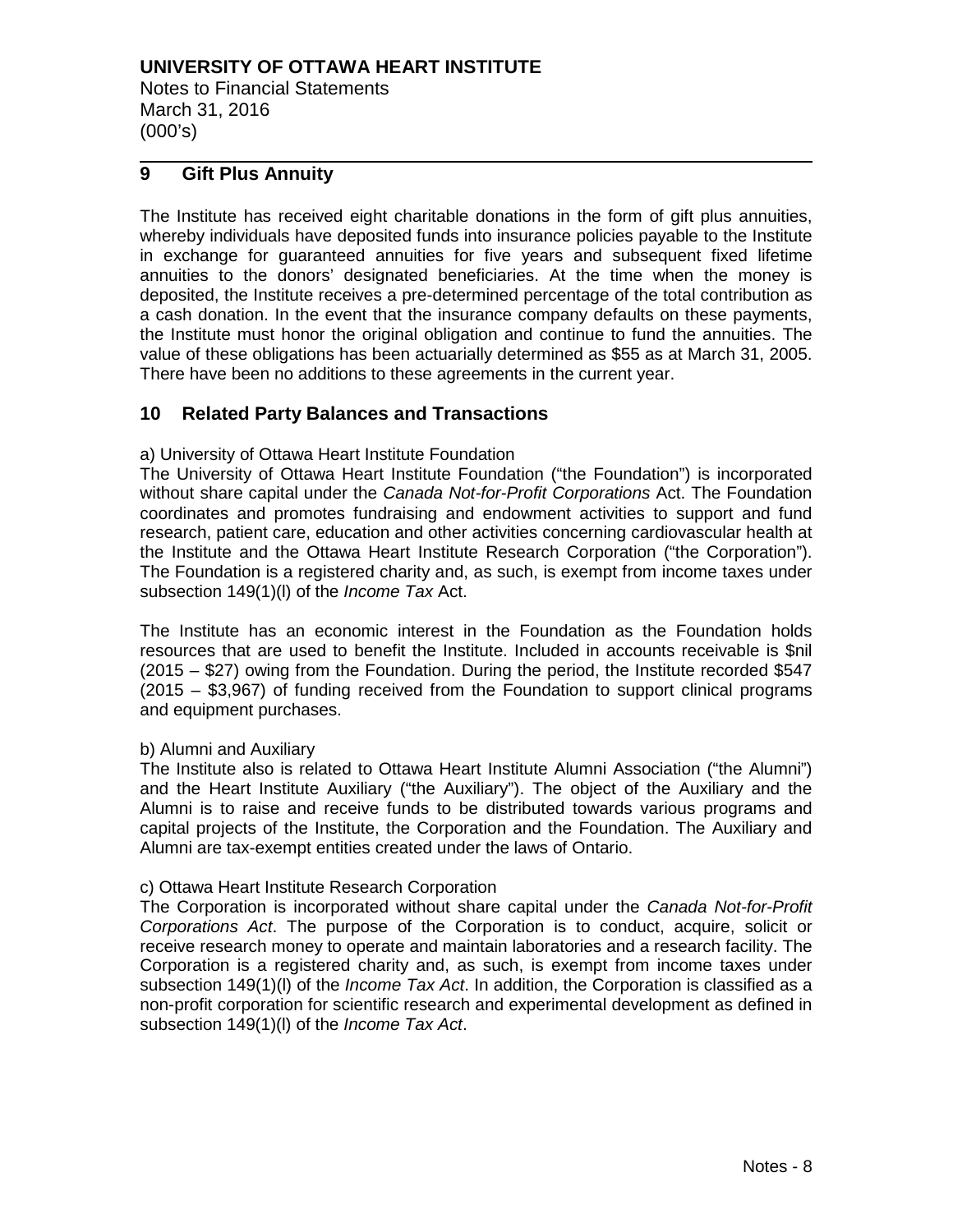**UNIVERSITY OF OTTAWA HEART INSTITUTE**
Notes to Financial Statements
March 31, 2016
(000's)

## 9 Gift Plus Annuity

The Institute has received eight charitable donations in the form of gift plus annuities, whereby individuals have deposited funds into insurance policies payable to the Institute in exchange for guaranteed annuities for five years and subsequent fixed lifetime annuities to the donors' designated beneficiaries. At the time when the money is deposited, the Institute receives a pre-determined percentage of the total contribution as a cash donation. In the event that the insurance company defaults on these payments, the Institute must honor the original obligation and continue to fund the annuities. The value of these obligations has been actuarially determined as $55 as at March 31, 2005. There have been no additions to these agreements in the current year.

## 10 Related Party Balances and Transactions

a) University of Ottawa Heart Institute Foundation

The University of Ottawa Heart Institute Foundation ("the Foundation") is incorporated without share capital under the *Canada Not-for-Profit Corporations* Act. The Foundation coordinates and promotes fundraising and endowment activities to support and fund research, patient care, education and other activities concerning cardiovascular health at the Institute and the Ottawa Heart Institute Research Corporation ("the Corporation"). The Foundation is a registered charity and, as such, is exempt from income taxes under subsection 149(1)(l) of the *Income Tax* Act.

The Institute has an economic interest in the Foundation as the Foundation holds resources that are used to benefit the Institute. Included in accounts receivable is $nil (2015 – $27) owing from the Foundation. During the period, the Institute recorded $547 (2015 – $3,967) of funding received from the Foundation to support clinical programs and equipment purchases.

b) Alumni and Auxiliary

The Institute also is related to Ottawa Heart Institute Alumni Association ("the Alumni") and the Heart Institute Auxiliary ("the Auxiliary"). The object of the Auxiliary and the Alumni is to raise and receive funds to be distributed towards various programs and capital projects of the Institute, the Corporation and the Foundation. The Auxiliary and Alumni are tax-exempt entities created under the laws of Ontario.

c) Ottawa Heart Institute Research Corporation

The Corporation is incorporated without share capital under the *Canada Not-for-Profit Corporations Act*. The purpose of the Corporation is to conduct, acquire, solicit or receive research money to operate and maintain laboratories and a research facility. The Corporation is a registered charity and, as such, is exempt from income taxes under subsection 149(1)(l) of the *Income Tax Act*. In addition, the Corporation is classified as a non-profit corporation for scientific research and experimental development as defined in subsection 149(1)(l) of the *Income Tax Act*.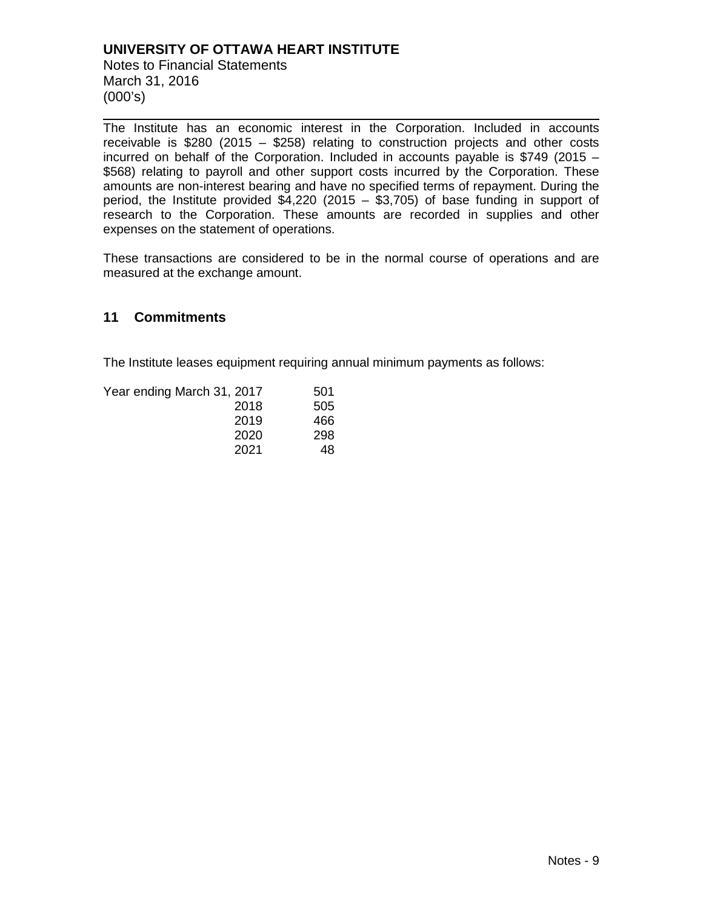The Institute has an economic interest in the Corporation. Included in accounts receivable is $280 (2015 – $258) relating to construction projects and other costs incurred on behalf of the Corporation. Included in accounts payable is $749 (2015 – $568) relating to payroll and other support costs incurred by the Corporation. These amounts are non-interest bearing and have no specified terms of repayment. During the period, the Institute provided $4,220 (2015 – $3,705) of base funding in support of research to the Corporation. These amounts are recorded in supplies and other expenses on the statement of operations.

These transactions are considered to be in the normal course of operations and are measured at the exchange amount.

## 11 Commitments

The Institute leases equipment requiring annual minimum payments as follows:

| | |
|---|---|
| Year ending March 31, 2017 | 501 |
| 2018 | 505 |
| 2019 | 466 |
| 2020 | 298 |
| 2021 | 48 |